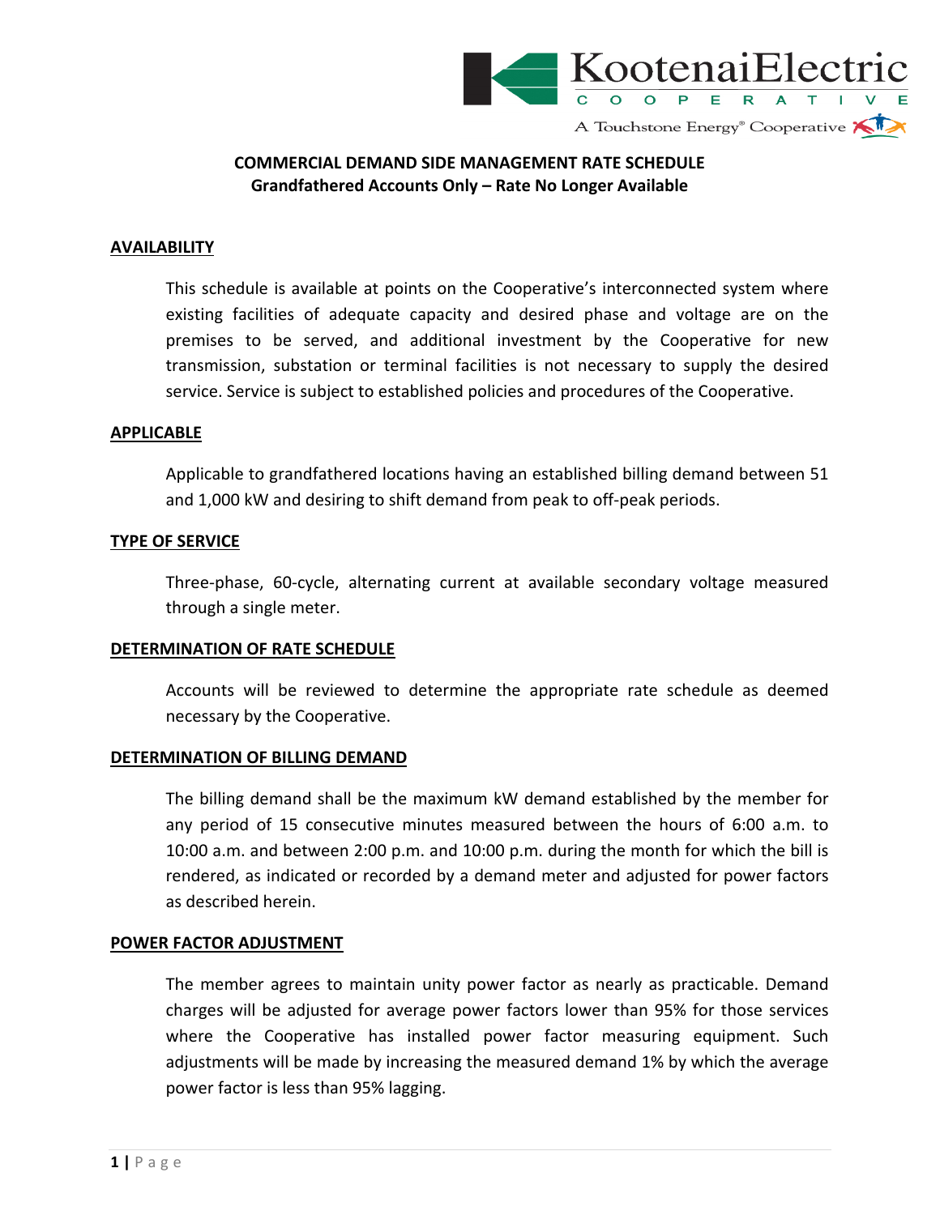KootenaiElectric COOPERATIVE

A Touchstone Energy® Cooperative

# COMMERCIAL DEMAND SIDE MANAGEMENT RATE SCHEDULE
## Grandfathered Accounts Only – Rate No Longer Available

### AVAILABILITY

This schedule is available at points on the Cooperative's interconnected system where existing facilities of adequate capacity and desired phase and voltage are on the premises to be served, and additional investment by the Cooperative for new transmission, substation or terminal facilities is not necessary to supply the desired service. Service is subject to established policies and procedures of the Cooperative.

### APPLICABLE

Applicable to grandfathered locations having an established billing demand between 51 and 1,000 kW and desiring to shift demand from peak to off-peak periods.

### TYPE OF SERVICE

Three-phase, 60-cycle, alternating current at available secondary voltage measured through a single meter.

### DETERMINATION OF RATE SCHEDULE

Accounts will be reviewed to determine the appropriate rate schedule as deemed necessary by the Cooperative.

### DETERMINATION OF BILLING DEMAND

The billing demand shall be the maximum kW demand established by the member for any period of 15 consecutive minutes measured between the hours of 6:00 a.m. to 10:00 a.m. and between 2:00 p.m. and 10:00 p.m. during the month for which the bill is rendered, as indicated or recorded by a demand meter and adjusted for power factors as described herein.

### POWER FACTOR ADJUSTMENT

The member agrees to maintain unity power factor as nearly as practicable. Demand charges will be adjusted for average power factors lower than 95% for those services where the Cooperative has installed power factor measuring equipment. Such adjustments will be made by increasing the measured demand 1% by which the average power factor is less than 95% lagging.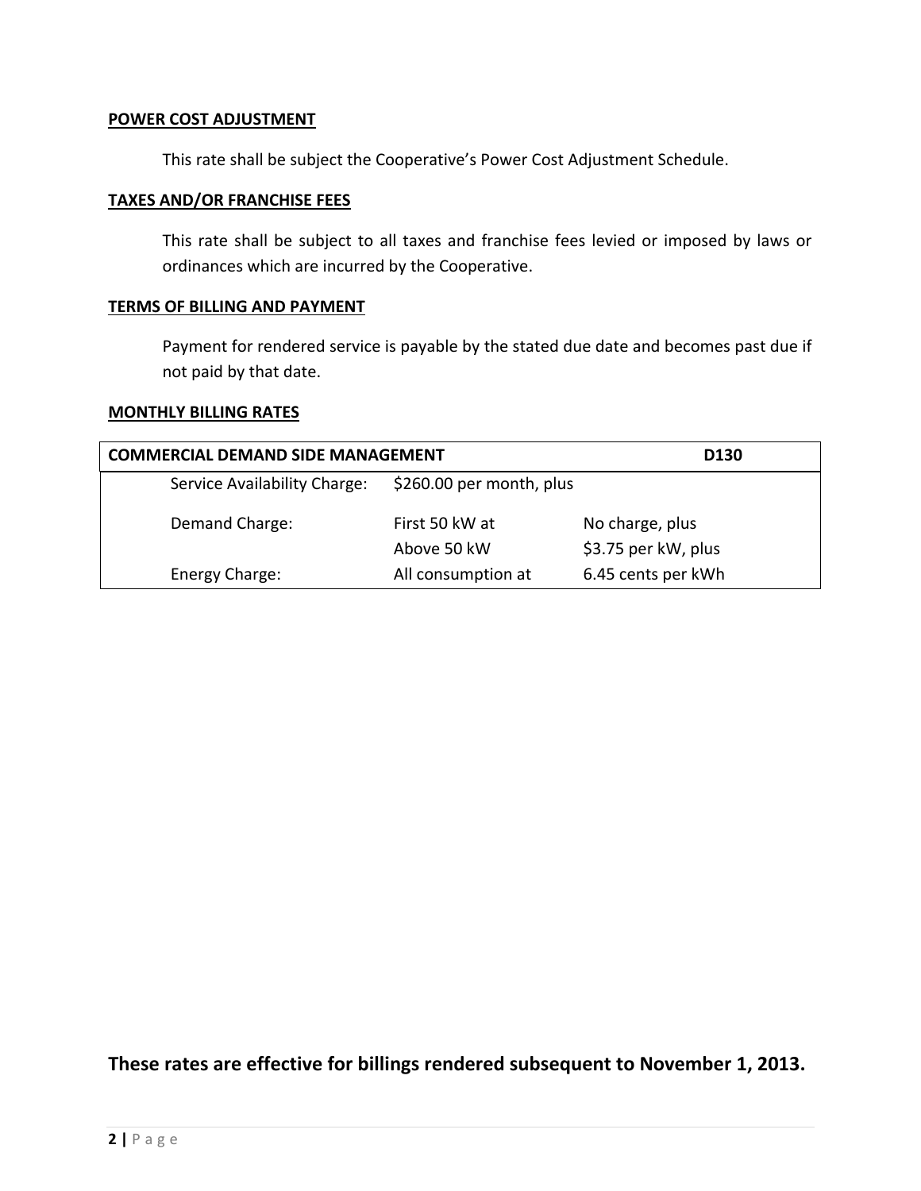**POWER COST ADJUSTMENT**

This rate shall be subject the Cooperative's Power Cost Adjustment Schedule.

**TAXES AND/OR FRANCHISE FEES**

This rate shall be subject to all taxes and franchise fees levied or imposed by laws or ordinances which are incurred by the Cooperative.

**TERMS OF BILLING AND PAYMENT**

Payment for rendered service is payable by the stated due date and becomes past due if not paid by that date.

**MONTHLY BILLING RATES**

| **COMMERCIAL DEMAND SIDE MANAGEMENT** | | **D130** |
|---|---|---|
| Service Availability Charge: | $260.00 per month, plus | |
| Demand Charge: | First 50 kW at | No charge, plus |
| | Above 50 kW | $3.75 per kW, plus |
| Energy Charge: | All consumption at | 6.45 cents per kWh |

**These rates are effective for billings rendered subsequent to November 1, 2013.**